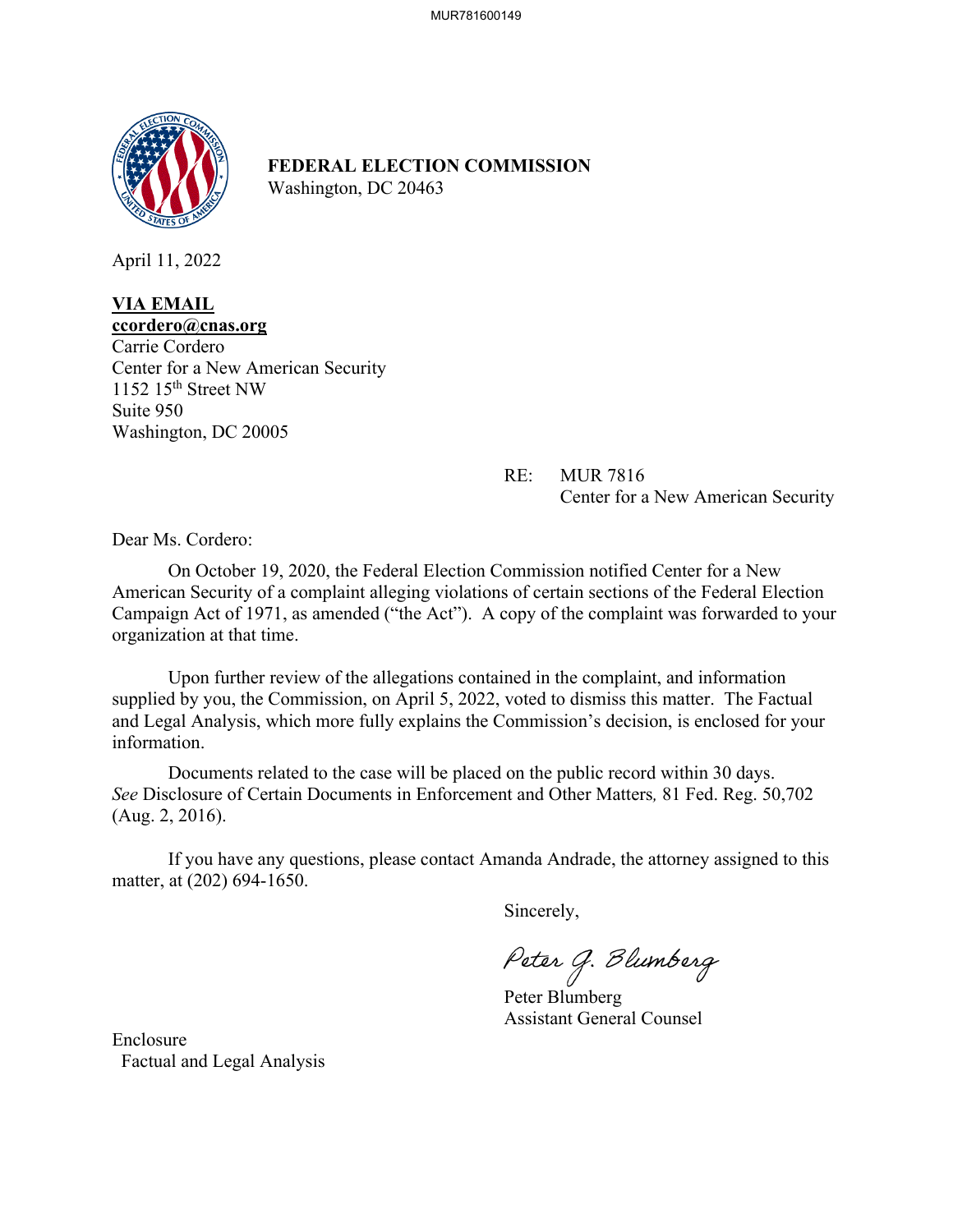**FEDERAL ELECTION COMMISSION**
Washington, DC 20463

April 11, 2022

**VIA EMAIL**
**ccordero@cnas.org**
Carrie Cordero
Center for a New American Security
1152 15th Street NW
Suite 950
Washington, DC 20005

RE: MUR 7816
Center for a New American Security

Dear Ms. Cordero:

On October 19, 2020, the Federal Election Commission notified Center for a New American Security of a complaint alleging violations of certain sections of the Federal Election Campaign Act of 1971, as amended ("the Act"). A copy of the complaint was forwarded to your organization at that time.

Upon further review of the allegations contained in the complaint, and information supplied by you, the Commission, on April 5, 2022, voted to dismiss this matter. The Factual and Legal Analysis, which more fully explains the Commission's decision, is enclosed for your information.

Documents related to the case will be placed on the public record within 30 days. *See* Disclosure of Certain Documents in Enforcement and Other Matters*,* 81 Fed. Reg. 50,702 (Aug. 2, 2016).

If you have any questions, please contact Amanda Andrade, the attorney assigned to this matter, at (202) 694-1650.

Sincerely,

Peter G. Blumberg

Peter Blumberg
Assistant General Counsel

Enclosure
Factual and Legal Analysis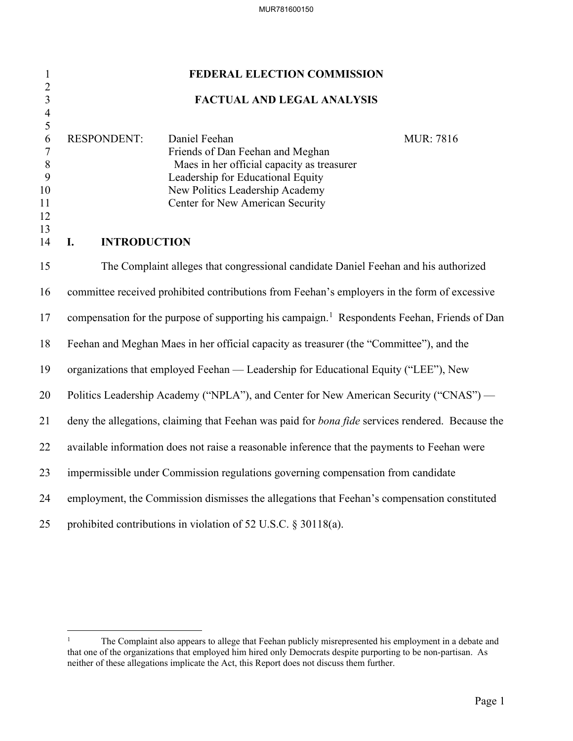# FEDERAL ELECTION COMMISSION

## FACTUAL AND LEGAL ANALYSIS

RESPONDENT: Daniel Feehan MUR: 7816
Friends of Dan Feehan and Meghan Maes in her official capacity as treasurer
Leadership for Educational Equity
New Politics Leadership Academy
Center for New American Security

## I. INTRODUCTION

The Complaint alleges that congressional candidate Daniel Feehan and his authorized committee received prohibited contributions from Feehan's employers in the form of excessive compensation for the purpose of supporting his campaign.[1] Respondents Feehan, Friends of Dan Feehan and Meghan Maes in her official capacity as treasurer (the "Committee"), and the organizations that employed Feehan — Leadership for Educational Equity ("LEE"), New Politics Leadership Academy ("NPLA"), and Center for New American Security ("CNAS") — deny the allegations, claiming that Feehan was paid for *bona fide* services rendered. Because the available information does not raise a reasonable inference that the payments to Feehan were impermissible under Commission regulations governing compensation from candidate employment, the Commission dismisses the allegations that Feehan's compensation constituted prohibited contributions in violation of 52 U.S.C. § 30118(a).

---

[1] The Complaint also appears to allege that Feehan publicly misrepresented his employment in a debate and that one of the organizations that employed him hired only Democrats despite purporting to be non-partisan. As neither of these allegations implicate the Act, this Report does not discuss them further.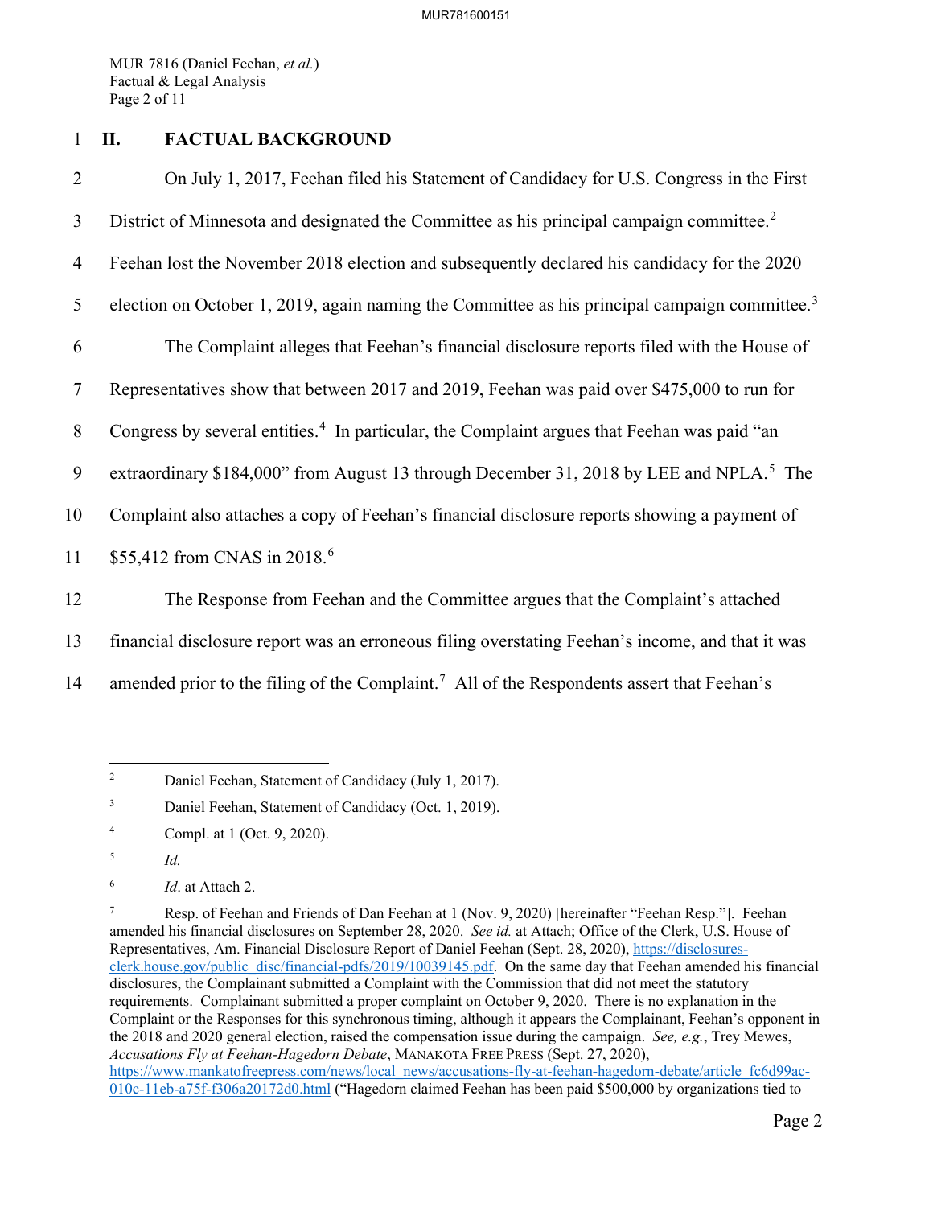## II. FACTUAL BACKGROUND

On July 1, 2017, Feehan filed his Statement of Candidacy for U.S. Congress in the First District of Minnesota and designated the Committee as his principal campaign committee.[2] Feehan lost the November 2018 election and subsequently declared his candidacy for the 2020 election on October 1, 2019, again naming the Committee as his principal campaign committee.[3]

The Complaint alleges that Feehan's financial disclosure reports filed with the House of Representatives show that between 2017 and 2019, Feehan was paid over $475,000 to run for Congress by several entities.[4] In particular, the Complaint argues that Feehan was paid "an extraordinary $184,000" from August 13 through December 31, 2018 by LEE and NPLA.[5] The Complaint also attaches a copy of Feehan's financial disclosure reports showing a payment of $55,412 from CNAS in 2018.[6]

The Response from Feehan and the Committee argues that the Complaint's attached financial disclosure report was an erroneous filing overstating Feehan's income, and that it was amended prior to the filing of the Complaint.[7] All of the Respondents assert that Feehan's

---

[2] Daniel Feehan, Statement of Candidacy (July 1, 2017).

[3] Daniel Feehan, Statement of Candidacy (Oct. 1, 2019).

[4] Compl. at 1 (Oct. 9, 2020).

[5] *Id.*

[6] *Id*. at Attach 2.

[7] Resp. of Feehan and Friends of Dan Feehan at 1 (Nov. 9, 2020) [hereinafter "Feehan Resp."]. Feehan amended his financial disclosures on September 28, 2020. *See id.* at Attach; Office of the Clerk, U.S. House of Representatives, Am. Financial Disclosure Report of Daniel Feehan (Sept. 28, 2020), https://disclosures-clerk.house.gov/public_disc/financial-pdfs/2019/10039145.pdf. On the same day that Feehan amended his financial disclosures, the Complainant submitted a Complaint with the Commission that did not meet the statutory requirements. Complainant submitted a proper complaint on October 9, 2020. There is no explanation in the Complaint or the Responses for this synchronous timing, although it appears the Complainant, Feehan's opponent in the 2018 and 2020 general election, raised the compensation issue during the campaign. *See, e.g.*, Trey Mewes, *Accusations Fly at Feehan-Hagedorn Debate*, MANAKOTA FREE PRESS (Sept. 27, 2020), https://www.mankatofreepress.com/news/local_news/accusations-fly-at-feehan-hagedorn-debate/article_fc6d99ac-010c-11eb-a75f-f306a20172d0.html ("Hagedorn claimed Feehan has been paid $500,000 by organizations tied to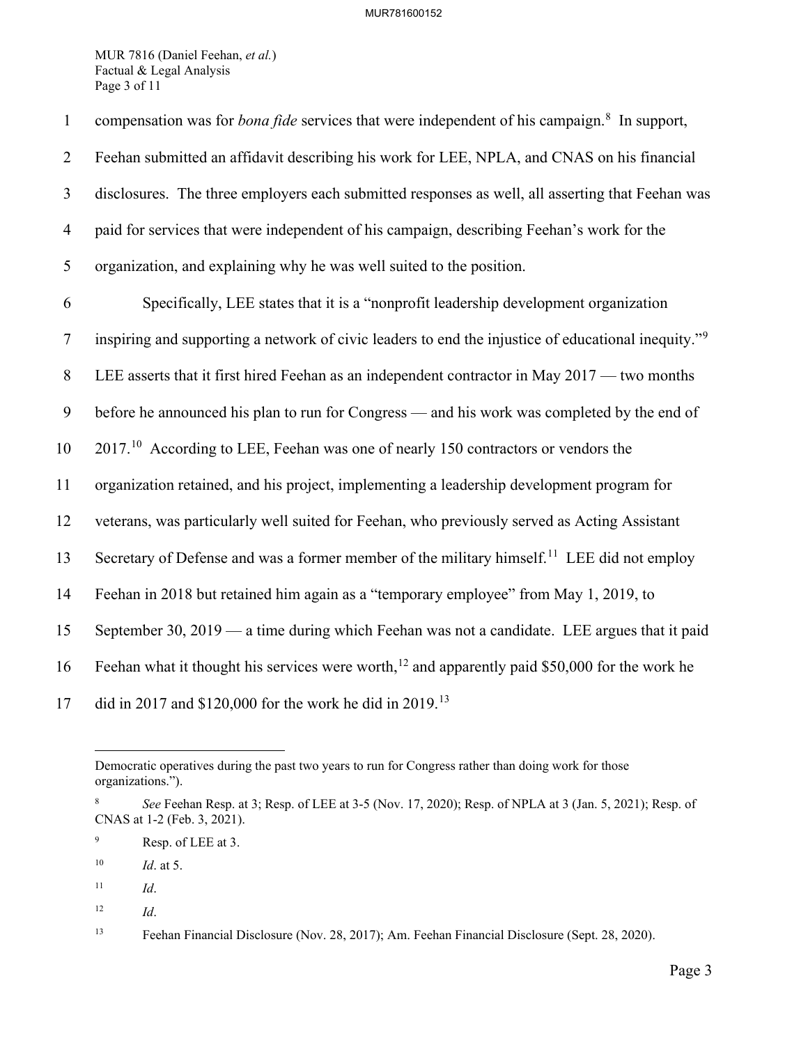compensation was for *bona fide* services that were independent of his campaign.[8] In support, Feehan submitted an affidavit describing his work for LEE, NPLA, and CNAS on his financial disclosures. The three employers each submitted responses as well, all asserting that Feehan was paid for services that were independent of his campaign, describing Feehan's work for the organization, and explaining why he was well suited to the position.

Specifically, LEE states that it is a "nonprofit leadership development organization inspiring and supporting a network of civic leaders to end the injustice of educational inequity."[9] LEE asserts that it first hired Feehan as an independent contractor in May 2017 — two months before he announced his plan to run for Congress — and his work was completed by the end of 2017.[10] According to LEE, Feehan was one of nearly 150 contractors or vendors the organization retained, and his project, implementing a leadership development program for veterans, was particularly well suited for Feehan, who previously served as Acting Assistant Secretary of Defense and was a former member of the military himself.[11] LEE did not employ Feehan in 2018 but retained him again as a "temporary employee" from May 1, 2019, to September 30, 2019 — a time during which Feehan was not a candidate. LEE argues that it paid Feehan what it thought his services were worth,[12] and apparently paid $50,000 for the work he did in 2017 and $120,000 for the work he did in 2019.[13]

---

Democratic operatives during the past two years to run for Congress rather than doing work for those organizations.").

[8] *See* Feehan Resp. at 3; Resp. of LEE at 3-5 (Nov. 17, 2020); Resp. of NPLA at 3 (Jan. 5, 2021); Resp. of CNAS at 1-2 (Feb. 3, 2021).

[9] Resp. of LEE at 3.

[10] *Id*. at 5.

[11] *Id*.

[12] *Id*.

[13] Feehan Financial Disclosure (Nov. 28, 2017); Am. Feehan Financial Disclosure (Sept. 28, 2020).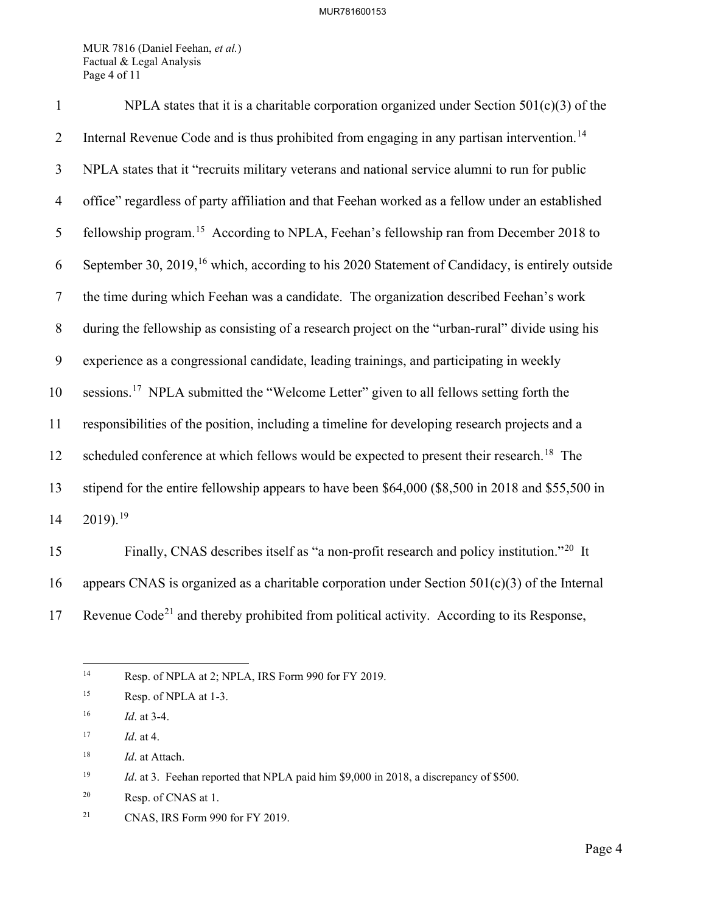NPLA states that it is a charitable corporation organized under Section 501(c)(3) of the Internal Revenue Code and is thus prohibited from engaging in any partisan intervention.[14] NPLA states that it "recruits military veterans and national service alumni to run for public office" regardless of party affiliation and that Feehan worked as a fellow under an established fellowship program.[15] According to NPLA, Feehan's fellowship ran from December 2018 to September 30, 2019,[16] which, according to his 2020 Statement of Candidacy, is entirely outside the time during which Feehan was a candidate. The organization described Feehan's work during the fellowship as consisting of a research project on the "urban-rural" divide using his experience as a congressional candidate, leading trainings, and participating in weekly sessions.[17] NPLA submitted the "Welcome Letter" given to all fellows setting forth the responsibilities of the position, including a timeline for developing research projects and a scheduled conference at which fellows would be expected to present their research.[18] The stipend for the entire fellowship appears to have been $64,000 ($8,500 in 2018 and $55,500 in 2019).[19]

Finally, CNAS describes itself as "a non-profit research and policy institution."[20] It appears CNAS is organized as a charitable corporation under Section 501(c)(3) of the Internal Revenue Code[21] and thereby prohibited from political activity. According to its Response,

---

[14] Resp. of NPLA at 2; NPLA, IRS Form 990 for FY 2019.

[15] Resp. of NPLA at 1-3.

[16] *Id*. at 3-4.

[17] *Id*. at 4.

[18] *Id*. at Attach.

[19] *Id*. at 3. Feehan reported that NPLA paid him $9,000 in 2018, a discrepancy of $500.

[20] Resp. of CNAS at 1.

[21] CNAS, IRS Form 990 for FY 2019.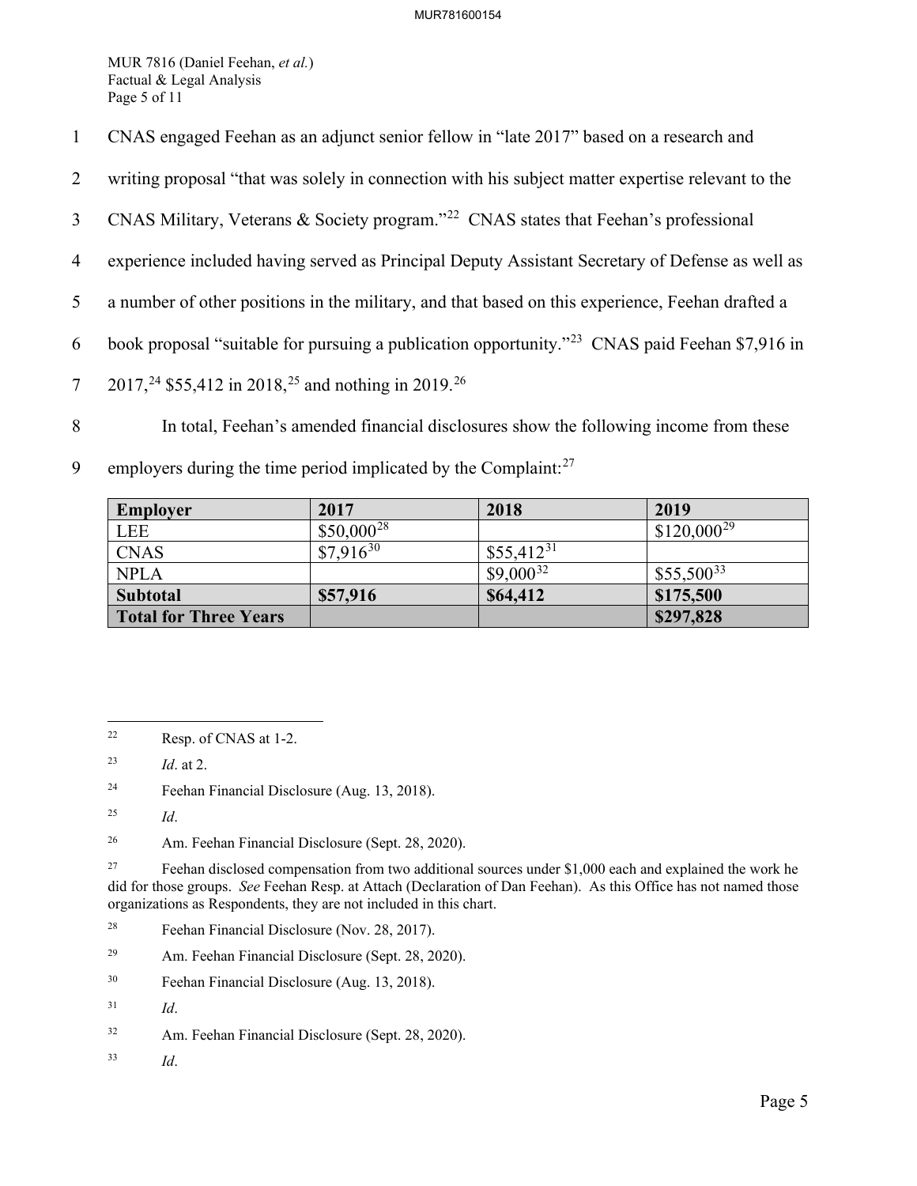CNAS engaged Feehan as an adjunct senior fellow in "late 2017" based on a research and writing proposal "that was solely in connection with his subject matter expertise relevant to the CNAS Military, Veterans & Society program."[22] CNAS states that Feehan's professional experience included having served as Principal Deputy Assistant Secretary of Defense as well as a number of other positions in the military, and that based on this experience, Feehan drafted a book proposal "suitable for pursuing a publication opportunity."[23] CNAS paid Feehan $7,916 in 2017,[24] $55,412 in 2018,[25] and nothing in 2019.[26]

In total, Feehan's amended financial disclosures show the following income from these employers during the time period implicated by the Complaint:[27]

| Employer | 2017 | 2018 | 2019 |
|---|---|---|---|
| LEE | $50,000[28] | | $120,000[29] |
| CNAS | $7,916[30] | $55,412[31] | |
| NPLA | | $9,000[32] | $55,500[33] |
| **Subtotal** | **$57,916** | **$64,412** | **$175,500** |
| **Total for Three Years** | | | **$297,828** |

---

[22] Resp. of CNAS at 1-2.

[23] *Id*. at 2.

[24] Feehan Financial Disclosure (Aug. 13, 2018).

[25] *Id*.

[26] Am. Feehan Financial Disclosure (Sept. 28, 2020).

[27] Feehan disclosed compensation from two additional sources under $1,000 each and explained the work he did for those groups. *See* Feehan Resp. at Attach (Declaration of Dan Feehan). As this Office has not named those organizations as Respondents, they are not included in this chart.

[28] Feehan Financial Disclosure (Nov. 28, 2017).

[29] Am. Feehan Financial Disclosure (Sept. 28, 2020).

[30] Feehan Financial Disclosure (Aug. 13, 2018).

[31] *Id*.

[32] Am. Feehan Financial Disclosure (Sept. 28, 2020).

[33] *Id*.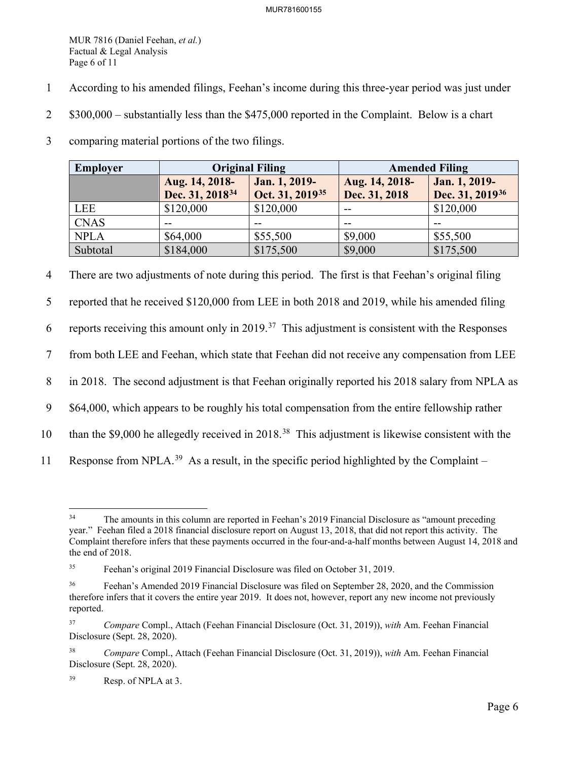According to his amended filings, Feehan's income during this three-year period was just under $300,000 – substantially less than the $475,000 reported in the Complaint. Below is a chart comparing material portions of the two filings.

| Employer | Original Filing | | Amended Filing | |
|---|---|---|---|---|
| | Aug. 14, 2018-Dec. 31, 2018[34] | Jan. 1, 2019-Oct. 31, 2019[35] | Aug. 14, 2018-Dec. 31, 2018 | Jan. 1, 2019-Dec. 31, 2019[36] |
| LEE | $120,000 | $120,000 | -- | $120,000 |
| CNAS | -- | -- | -- | -- |
| NPLA | $64,000 | $55,500 | $9,000 | $55,500 |
| Subtotal | $184,000 | $175,500 | $9,000 | $175,500 |

There are two adjustments of note during this period. The first is that Feehan's original filing reported that he received $120,000 from LEE in both 2018 and 2019, while his amended filing reports receiving this amount only in 2019.[37] This adjustment is consistent with the Responses from both LEE and Feehan, which state that Feehan did not receive any compensation from LEE in 2018. The second adjustment is that Feehan originally reported his 2018 salary from NPLA as $64,000, which appears to be roughly his total compensation from the entire fellowship rather than the $9,000 he allegedly received in 2018.[38] This adjustment is likewise consistent with the Response from NPLA.[39] As a result, in the specific period highlighted by the Complaint –

---

[34] The amounts in this column are reported in Feehan's 2019 Financial Disclosure as "amount preceding year." Feehan filed a 2018 financial disclosure report on August 13, 2018, that did not report this activity. The Complaint therefore infers that these payments occurred in the four-and-a-half months between August 14, 2018 and the end of 2018.

[35] Feehan's original 2019 Financial Disclosure was filed on October 31, 2019.

[36] Feehan's Amended 2019 Financial Disclosure was filed on September 28, 2020, and the Commission therefore infers that it covers the entire year 2019. It does not, however, report any new income not previously reported.

[37] *Compare* Compl., Attach (Feehan Financial Disclosure (Oct. 31, 2019)), *with* Am. Feehan Financial Disclosure (Sept. 28, 2020).

[38] *Compare* Compl., Attach (Feehan Financial Disclosure (Oct. 31, 2019)), *with* Am. Feehan Financial Disclosure (Sept. 28, 2020).

[39] Resp. of NPLA at 3.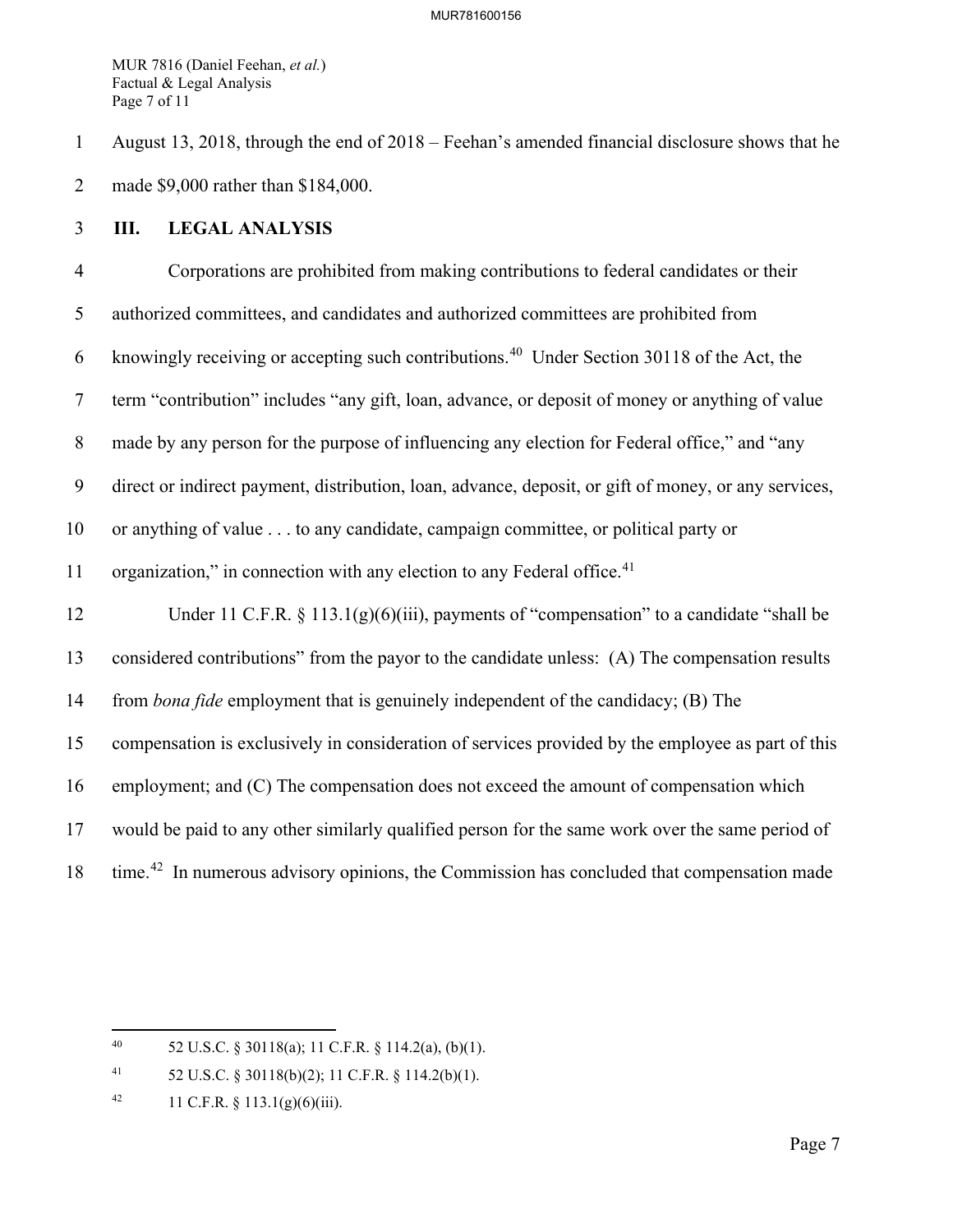August 13, 2018, through the end of 2018 – Feehan's amended financial disclosure shows that he made $9,000 rather than $184,000.

## III. LEGAL ANALYSIS

Corporations are prohibited from making contributions to federal candidates or their authorized committees, and candidates and authorized committees are prohibited from knowingly receiving or accepting such contributions.[40] Under Section 30118 of the Act, the term "contribution" includes "any gift, loan, advance, or deposit of money or anything of value made by any person for the purpose of influencing any election for Federal office," and "any direct or indirect payment, distribution, loan, advance, deposit, or gift of money, or any services, or anything of value . . . to any candidate, campaign committee, or political party or organization," in connection with any election to any Federal office.[41]

Under 11 C.F.R. § 113.1(g)(6)(iii), payments of "compensation" to a candidate "shall be considered contributions" from the payor to the candidate unless: (A) The compensation results from *bona fide* employment that is genuinely independent of the candidacy; (B) The compensation is exclusively in consideration of services provided by the employee as part of this employment; and (C) The compensation does not exceed the amount of compensation which would be paid to any other similarly qualified person for the same work over the same period of time.[42] In numerous advisory opinions, the Commission has concluded that compensation made

---

[40] 52 U.S.C. § 30118(a); 11 C.F.R. § 114.2(a), (b)(1).

[41] 52 U.S.C. § 30118(b)(2); 11 C.F.R. § 114.2(b)(1).

[42] 11 C.F.R. § 113.1(g)(6)(iii).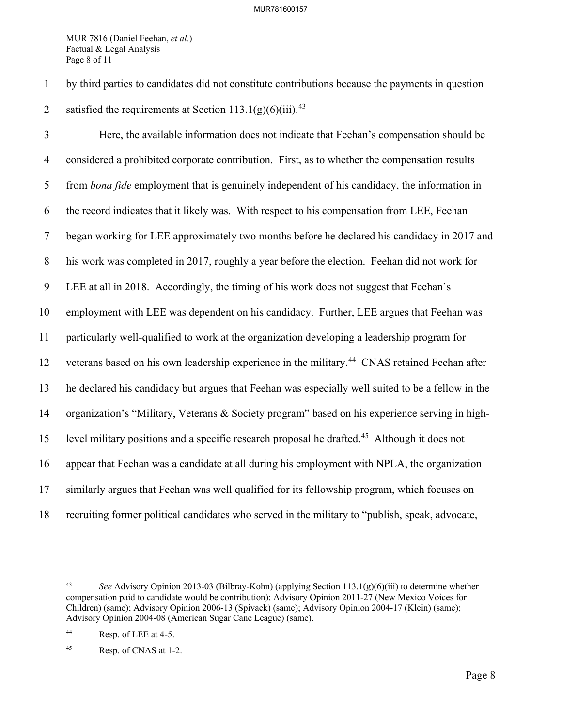by third parties to candidates did not constitute contributions because the payments in question satisfied the requirements at Section 113.1(g)(6)(iii).[43]

Here, the available information does not indicate that Feehan's compensation should be considered a prohibited corporate contribution. First, as to whether the compensation results from *bona fide* employment that is genuinely independent of his candidacy, the information in the record indicates that it likely was. With respect to his compensation from LEE, Feehan began working for LEE approximately two months before he declared his candidacy in 2017 and his work was completed in 2017, roughly a year before the election. Feehan did not work for LEE at all in 2018. Accordingly, the timing of his work does not suggest that Feehan's employment with LEE was dependent on his candidacy. Further, LEE argues that Feehan was particularly well-qualified to work at the organization developing a leadership program for veterans based on his own leadership experience in the military.[44] CNAS retained Feehan after he declared his candidacy but argues that Feehan was especially well suited to be a fellow in the organization's "Military, Veterans & Society program" based on his experience serving in high-level military positions and a specific research proposal he drafted.[45] Although it does not appear that Feehan was a candidate at all during his employment with NPLA, the organization similarly argues that Feehan was well qualified for its fellowship program, which focuses on recruiting former political candidates who served in the military to "publish, speak, advocate,

---

[43] *See* Advisory Opinion 2013-03 (Bilbray-Kohn) (applying Section 113.1(g)(6)(iii) to determine whether compensation paid to candidate would be contribution); Advisory Opinion 2011-27 (New Mexico Voices for Children) (same); Advisory Opinion 2006-13 (Spivack) (same); Advisory Opinion 2004-17 (Klein) (same); Advisory Opinion 2004-08 (American Sugar Cane League) (same).

[44] Resp. of LEE at 4-5.

[45] Resp. of CNAS at 1-2.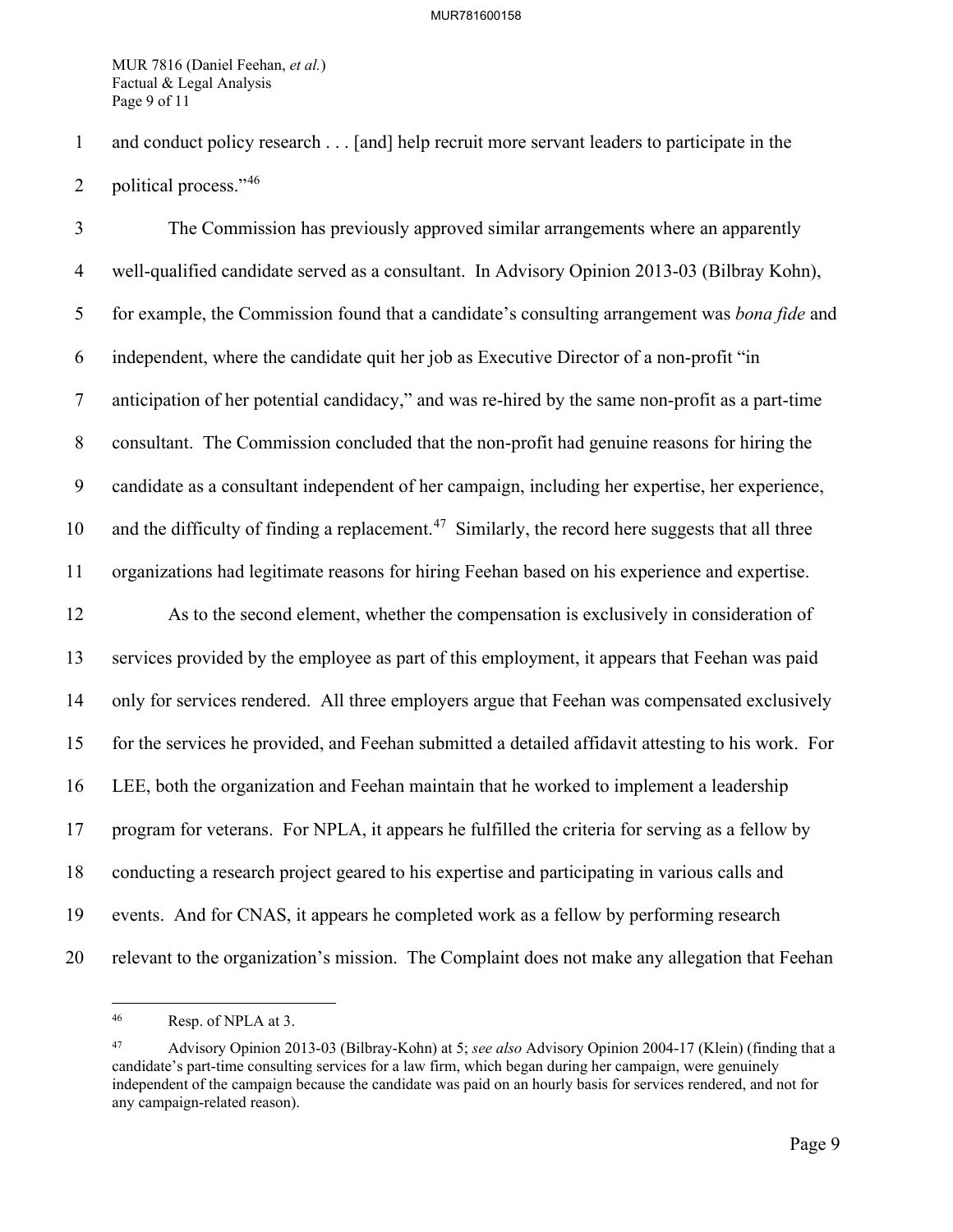and conduct policy research . . . [and] help recruit more servant leaders to participate in the political process."[46]

The Commission has previously approved similar arrangements where an apparently well-qualified candidate served as a consultant. In Advisory Opinion 2013-03 (Bilbray Kohn), for example, the Commission found that a candidate's consulting arrangement was *bona fide* and independent, where the candidate quit her job as Executive Director of a non-profit "in anticipation of her potential candidacy," and was re-hired by the same non-profit as a part-time consultant. The Commission concluded that the non-profit had genuine reasons for hiring the candidate as a consultant independent of her campaign, including her expertise, her experience, and the difficulty of finding a replacement.[47] Similarly, the record here suggests that all three organizations had legitimate reasons for hiring Feehan based on his experience and expertise.

As to the second element, whether the compensation is exclusively in consideration of services provided by the employee as part of this employment, it appears that Feehan was paid only for services rendered. All three employers argue that Feehan was compensated exclusively for the services he provided, and Feehan submitted a detailed affidavit attesting to his work. For LEE, both the organization and Feehan maintain that he worked to implement a leadership program for veterans. For NPLA, it appears he fulfilled the criteria for serving as a fellow by conducting a research project geared to his expertise and participating in various calls and events. And for CNAS, it appears he completed work as a fellow by performing research relevant to the organization's mission. The Complaint does not make any allegation that Feehan

---

[46] Resp. of NPLA at 3.

[47] Advisory Opinion 2013-03 (Bilbray-Kohn) at 5; *see also* Advisory Opinion 2004-17 (Klein) (finding that a candidate's part-time consulting services for a law firm, which began during her campaign, were genuinely independent of the campaign because the candidate was paid on an hourly basis for services rendered, and not for any campaign-related reason).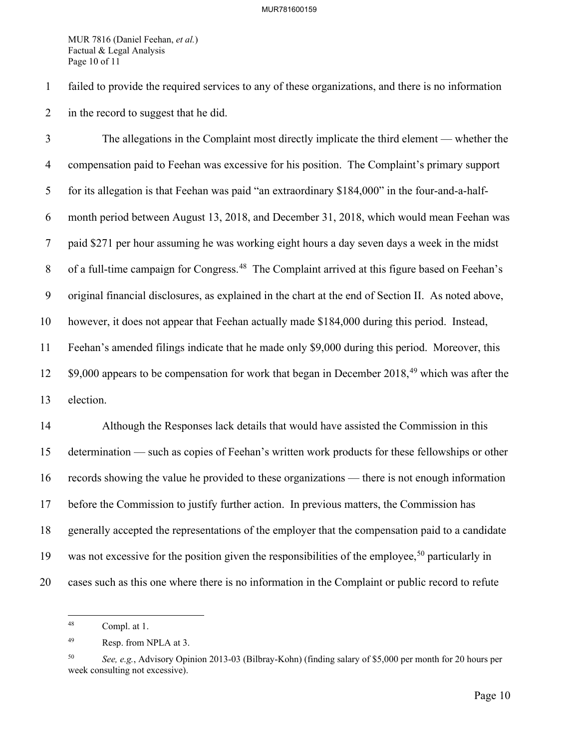failed to provide the required services to any of these organizations, and there is no information in the record to suggest that he did.

The allegations in the Complaint most directly implicate the third element — whether the compensation paid to Feehan was excessive for his position. The Complaint's primary support for its allegation is that Feehan was paid "an extraordinary $184,000" in the four-and-a-half-month period between August 13, 2018, and December 31, 2018, which would mean Feehan was paid $271 per hour assuming he was working eight hours a day seven days a week in the midst of a full-time campaign for Congress.[48] The Complaint arrived at this figure based on Feehan's original financial disclosures, as explained in the chart at the end of Section II. As noted above, however, it does not appear that Feehan actually made $184,000 during this period. Instead, Feehan's amended filings indicate that he made only $9,000 during this period. Moreover, this $9,000 appears to be compensation for work that began in December 2018,[49] which was after the election.

Although the Responses lack details that would have assisted the Commission in this determination — such as copies of Feehan's written work products for these fellowships or other records showing the value he provided to these organizations — there is not enough information before the Commission to justify further action. In previous matters, the Commission has generally accepted the representations of the employer that the compensation paid to a candidate was not excessive for the position given the responsibilities of the employee,[50] particularly in cases such as this one where there is no information in the Complaint or public record to refute

---

[48] Compl. at 1.

[49] Resp. from NPLA at 3.

[50] *See, e.g.*, Advisory Opinion 2013-03 (Bilbray-Kohn) (finding salary of $5,000 per month for 20 hours per week consulting not excessive).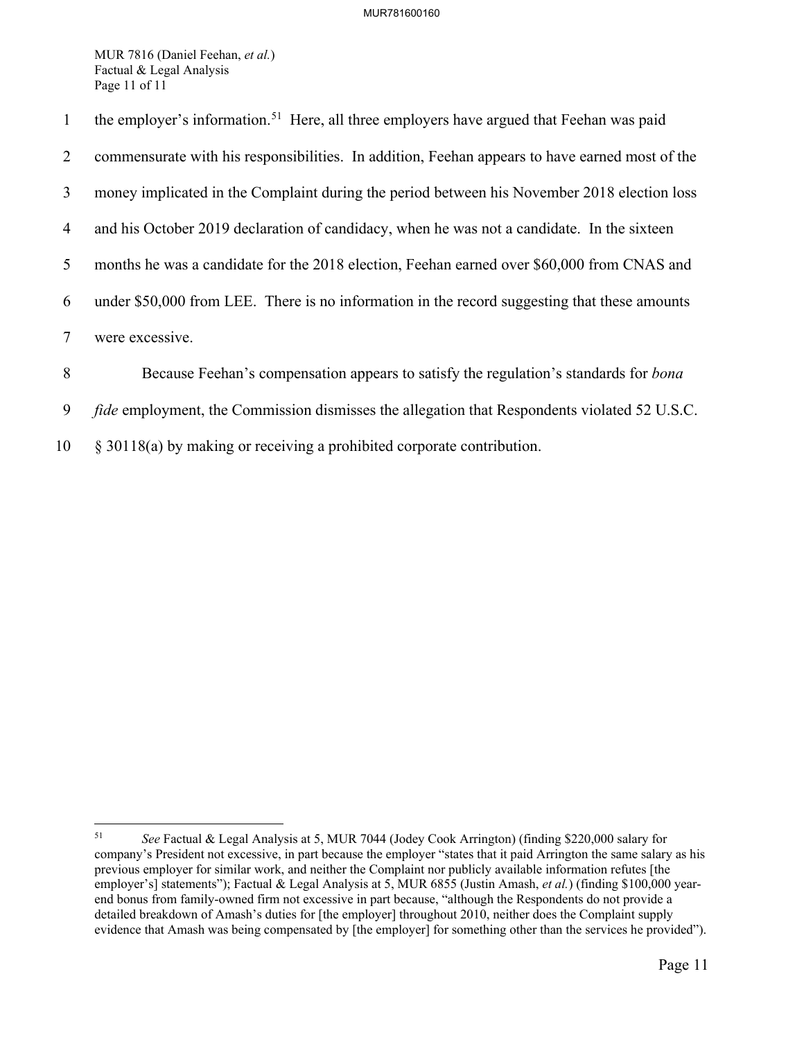the employer's information.[51] Here, all three employers have argued that Feehan was paid commensurate with his responsibilities. In addition, Feehan appears to have earned most of the money implicated in the Complaint during the period between his November 2018 election loss and his October 2019 declaration of candidacy, when he was not a candidate. In the sixteen months he was a candidate for the 2018 election, Feehan earned over $60,000 from CNAS and under $50,000 from LEE. There is no information in the record suggesting that these amounts were excessive.

Because Feehan's compensation appears to satisfy the regulation's standards for *bona fide* employment, the Commission dismisses the allegation that Respondents violated 52 U.S.C. § 30118(a) by making or receiving a prohibited corporate contribution.

---

[51] *See* Factual & Legal Analysis at 5, MUR 7044 (Jodey Cook Arrington) (finding $220,000 salary for company's President not excessive, in part because the employer "states that it paid Arrington the same salary as his previous employer for similar work, and neither the Complaint nor publicly available information refutes [the employer's] statements"); Factual & Legal Analysis at 5, MUR 6855 (Justin Amash, *et al.*) (finding $100,000 year-end bonus from family-owned firm not excessive in part because, "although the Respondents do not provide a detailed breakdown of Amash's duties for [the employer] throughout 2010, neither does the Complaint supply evidence that Amash was being compensated by [the employer] for something other than the services he provided").